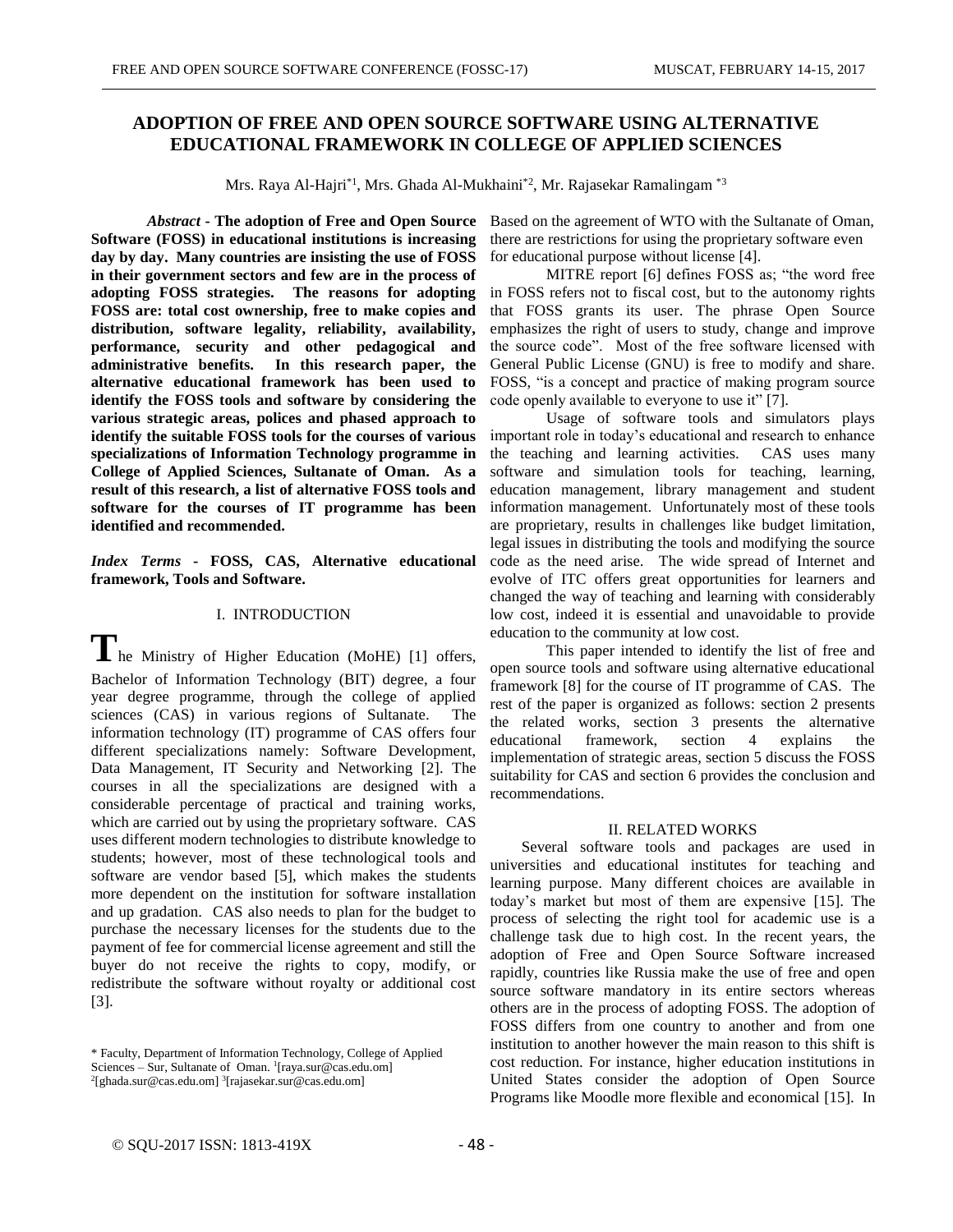# ADOPTION OF FREE AND OPEN SOURCE SOFTWARE USING ALTERNATIVE EDUCATIONAL FRAMEWORK IN COLLEGE OF APPLIED SCIENCES

Mrs. Raya Al-Hajri*[1], Mrs. Ghada Al-Mukhaini*[2], Mr. Rajasekar Ramalingam *[3]

***Abstract*** **- The adoption of Free and Open Source Software (FOSS) in educational institutions is increasing day by day. Many countries are insisting the use of FOSS in their government sectors and few are in the process of adopting FOSS strategies. The reasons for adopting FOSS are: total cost ownership, free to make copies and distribution, software legality, reliability, availability, performance, security and other pedagogical and administrative benefits. In this research paper, the alternative educational framework has been used to identify the FOSS tools and software by considering the various strategic areas, polices and phased approach to identify the suitable FOSS tools for the courses of various specializations of Information Technology programme in College of Applied Sciences, Sultanate of Oman. As a result of this research, a list of alternative FOSS tools and software for the courses of IT programme has been identified and recommended.**

***Index Terms*** **- FOSS, CAS, Alternative educational framework, Tools and Software.**

## I. INTRODUCTION

The Ministry of Higher Education (MoHE) [1] offers, Bachelor of Information Technology (BIT) degree, a four year degree programme, through the college of applied sciences (CAS) in various regions of Sultanate. The information technology (IT) programme of CAS offers four different specializations namely: Software Development, Data Management, IT Security and Networking [2]. The courses in all the specializations are designed with a considerable percentage of practical and training works, which are carried out by using the proprietary software. CAS uses different modern technologies to distribute knowledge to students; however, most of these technological tools and software are vendor based [5], which makes the students more dependent on the institution for software installation and up gradation. CAS also needs to plan for the budget to purchase the necessary licenses for the students due to the payment of fee for commercial license agreement and still the buyer do not receive the rights to copy, modify, or redistribute the software without royalty or additional cost [3].

Based on the agreement of WTO with the Sultanate of Oman, there are restrictions for using the proprietary software even for educational purpose without license [4].

MITRE report [6] defines FOSS as; "the word free in FOSS refers not to fiscal cost, but to the autonomy rights that FOSS grants its user. The phrase Open Source emphasizes the right of users to study, change and improve the source code". Most of the free software licensed with General Public License (GNU) is free to modify and share. FOSS, "is a concept and practice of making program source code openly available to everyone to use it" [7].

Usage of software tools and simulators plays important role in today's educational and research to enhance the teaching and learning activities. CAS uses many software and simulation tools for teaching, learning, education management, library management and student information management. Unfortunately most of these tools are proprietary, results in challenges like budget limitation, legal issues in distributing the tools and modifying the source code as the need arise. The wide spread of Internet and evolve of ITC offers great opportunities for learners and changed the way of teaching and learning with considerably low cost, indeed it is essential and unavoidable to provide education to the community at low cost.

This paper intended to identify the list of free and open source tools and software using alternative educational framework [8] for the course of IT programme of CAS. The rest of the paper is organized as follows: section 2 presents the related works, section 3 presents the alternative educational framework, section 4 explains the implementation of strategic areas, section 5 discuss the FOSS suitability for CAS and section 6 provides the conclusion and recommendations.

## II. RELATED WORKS

Several software tools and packages are used in universities and educational institutes for teaching and learning purpose. Many different choices are available in today's market but most of them are expensive [15]. The process of selecting the right tool for academic use is a challenge task due to high cost. In the recent years, the adoption of Free and Open Source Software increased rapidly, countries like Russia make the use of free and open source software mandatory in its entire sectors whereas others are in the process of adopting FOSS. The adoption of FOSS differs from one country to another and from one institution to another however the main reason to this shift is cost reduction. For instance, higher education institutions in United States consider the adoption of Open Source Programs like Moodle more flexible and economical [15]. In

\* Faculty, Department of Information Technology, College of Applied Sciences – Sur, Sultanate of Oman. [1][raya.sur@cas.edu.om] [2][ghada.sur@cas.edu.om] [3][rajasekar.sur@cas.edu.om]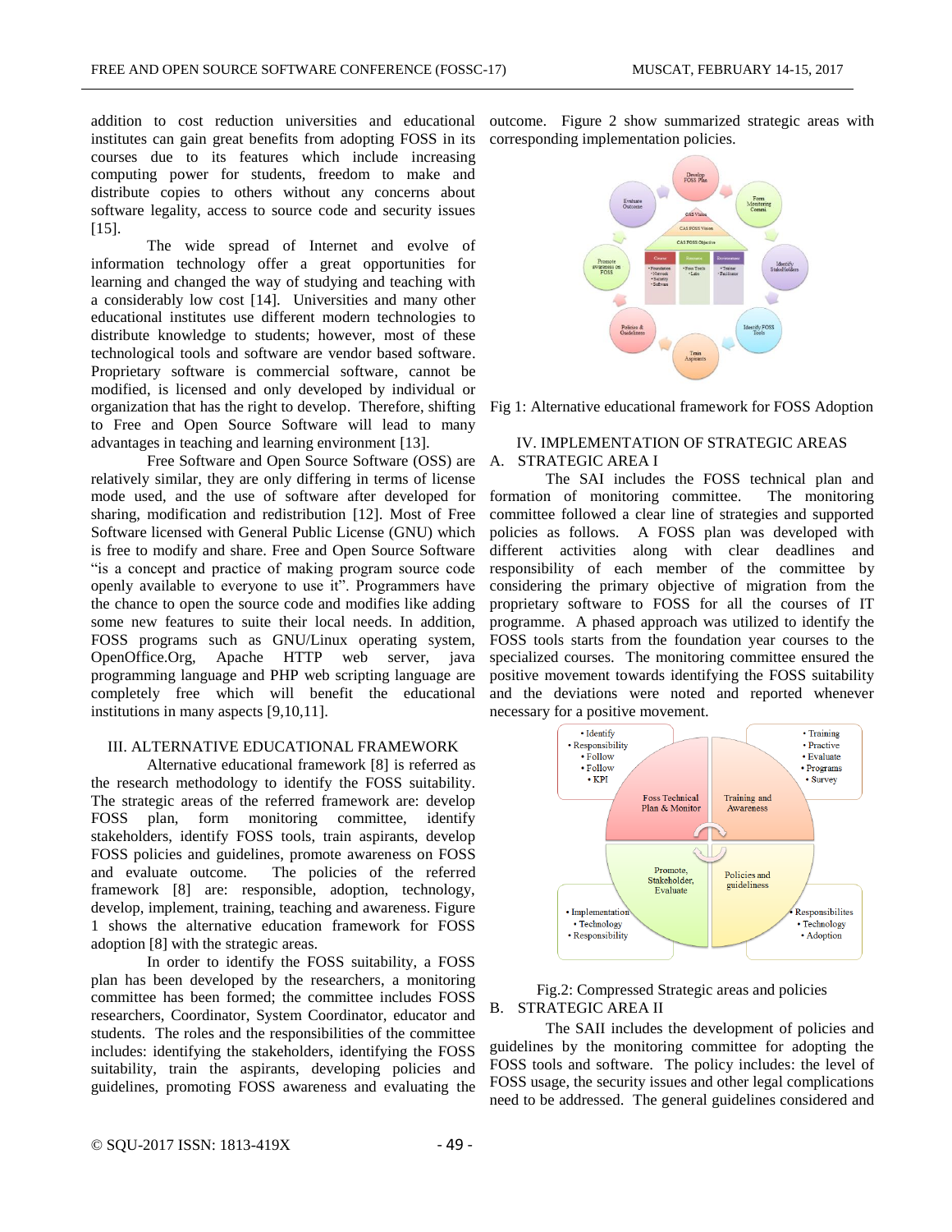addition to cost reduction universities and educational institutes can gain great benefits from adopting FOSS in its courses due to its features which include increasing computing power for students, freedom to make and distribute copies to others without any concerns about software legality, access to source code and security issues [15].

The wide spread of Internet and evolve of information technology offer a great opportunities for learning and changed the way of studying and teaching with a considerably low cost [14]. Universities and many other educational institutes use different modern technologies to distribute knowledge to students; however, most of these technological tools and software are vendor based software. Proprietary software is commercial software, cannot be modified, is licensed and only developed by individual or organization that has the right to develop. Therefore, shifting to Free and Open Source Software will lead to many advantages in teaching and learning environment [13].

Free Software and Open Source Software (OSS) are relatively similar, they are only differing in terms of license mode used, and the use of software after developed for sharing, modification and redistribution [12]. Most of Free Software licensed with General Public License (GNU) which is free to modify and share. Free and Open Source Software "is a concept and practice of making program source code openly available to everyone to use it". Programmers have the chance to open the source code and modifies like adding some new features to suite their local needs. In addition, FOSS programs such as GNU/Linux operating system, OpenOffice.Org, Apache HTTP web server, java programming language and PHP web scripting language are completely free which will benefit the educational institutions in many aspects [9,10,11].

## III. ALTERNATIVE EDUCATIONAL FRAMEWORK

Alternative educational framework [8] is referred as the research methodology to identify the FOSS suitability. The strategic areas of the referred framework are: develop FOSS plan, form monitoring committee, identify stakeholders, identify FOSS tools, train aspirants, develop FOSS policies and guidelines, promote awareness on FOSS and evaluate outcome. The policies of the referred framework [8] are: responsible, adoption, technology, develop, implement, training, teaching and awareness. Figure 1 shows the alternative education framework for FOSS adoption [8] with the strategic areas.

In order to identify the FOSS suitability, a FOSS plan has been developed by the researchers, a monitoring committee has been formed; the committee includes FOSS researchers, Coordinator, System Coordinator, educator and students. The roles and the responsibilities of the committee includes: identifying the stakeholders, identifying the FOSS suitability, train the aspirants, developing policies and guidelines, promoting FOSS awareness and evaluating the outcome. Figure 2 show summarized strategic areas with corresponding implementation policies.

Fig 1: Alternative educational framework for FOSS Adoption

## IV. IMPLEMENTATION OF STRATEGIC AREAS

### A. STRATEGIC AREA I

The SAI includes the FOSS technical plan and formation of monitoring committee. The monitoring committee followed a clear line of strategies and supported policies as follows. A FOSS plan was developed with different activities along with clear deadlines and responsibility of each member of the committee by considering the primary objective of migration from the proprietary software to FOSS for all the courses of IT programme. A phased approach was utilized to identify the FOSS tools starts from the foundation year courses to the specialized courses. The monitoring committee ensured the positive movement towards identifying the FOSS suitability and the deviations were noted and reported whenever necessary for a positive movement.

Fig.2: Compressed Strategic areas and policies

### B. STRATEGIC AREA II

The SAII includes the development of policies and guidelines by the monitoring committee for adopting the FOSS tools and software. The policy includes: the level of FOSS usage, the security issues and other legal complications need to be addressed. The general guidelines considered and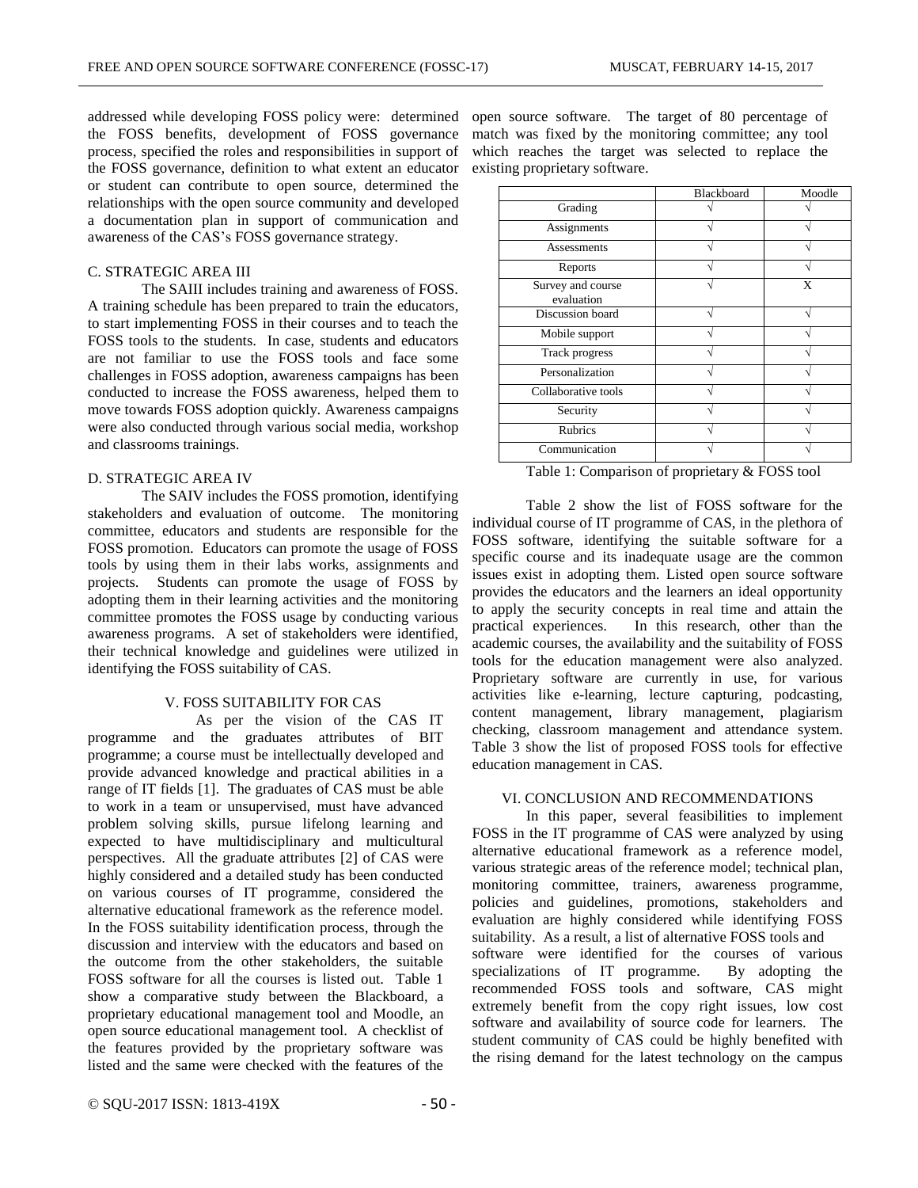addressed while developing FOSS policy were: determined the FOSS benefits, development of FOSS governance process, specified the roles and responsibilities in support of the FOSS governance, definition to what extent an educator or student can contribute to open source, determined the relationships with the open source community and developed a documentation plan in support of communication and awareness of the CAS's FOSS governance strategy.

### C. STRATEGIC AREA III

The SAIII includes training and awareness of FOSS. A training schedule has been prepared to train the educators, to start implementing FOSS in their courses and to teach the FOSS tools to the students. In case, students and educators are not familiar to use the FOSS tools and face some challenges in FOSS adoption, awareness campaigns has been conducted to increase the FOSS awareness, helped them to move towards FOSS adoption quickly. Awareness campaigns were also conducted through various social media, workshop and classrooms trainings.

### D. STRATEGIC AREA IV

The SAIV includes the FOSS promotion, identifying stakeholders and evaluation of outcome. The monitoring committee, educators and students are responsible for the FOSS promotion. Educators can promote the usage of FOSS tools by using them in their labs works, assignments and projects. Students can promote the usage of FOSS by adopting them in their learning activities and the monitoring committee promotes the FOSS usage by conducting various awareness programs. A set of stakeholders were identified, their technical knowledge and guidelines were utilized in identifying the FOSS suitability of CAS.

## V. FOSS SUITABILITY FOR CAS

As per the vision of the CAS IT programme and the graduates attributes of BIT programme; a course must be intellectually developed and provide advanced knowledge and practical abilities in a range of IT fields [1]. The graduates of CAS must be able to work in a team or unsupervised, must have advanced problem solving skills, pursue lifelong learning and expected to have multidisciplinary and multicultural perspectives. All the graduate attributes [2] of CAS were highly considered and a detailed study has been conducted on various courses of IT programme, considered the alternative educational framework as the reference model. In the FOSS suitability identification process, through the discussion and interview with the educators and based on the outcome from the other stakeholders, the suitable FOSS software for all the courses is listed out. Table 1 show a comparative study between the Blackboard, a proprietary educational management tool and Moodle, an open source educational management tool. A checklist of the features provided by the proprietary software was listed and the same were checked with the features of the open source software. The target of 80 percentage of match was fixed by the monitoring committee; any tool which reaches the target was selected to replace the existing proprietary software.

| | Blackboard | Moodle |
|---|---|---|
| Grading | √ | √ |
| Assignments | √ | √ |
| Assessments | √ | √ |
| Reports | √ | √ |
| Survey and course evaluation | √ | X |
| Discussion board | √ | √ |
| Mobile support | √ | √ |
| Track progress | √ | √ |
| Personalization | √ | √ |
| Collaborative tools | √ | √ |
| Security | √ | √ |
| Rubrics | √ | √ |
| Communication | √ | √ |

Table 1: Comparison of proprietary & FOSS tool

Table 2 show the list of FOSS software for the individual course of IT programme of CAS, in the plethora of FOSS software, identifying the suitable software for a specific course and its inadequate usage are the common issues exist in adopting them. Listed open source software provides the educators and the learners an ideal opportunity to apply the security concepts in real time and attain the practical experiences. In this research, other than the academic courses, the availability and the suitability of FOSS tools for the education management were also analyzed. Proprietary software are currently in use, for various activities like e-learning, lecture capturing, podcasting, content management, library management, plagiarism checking, classroom management and attendance system. Table 3 show the list of proposed FOSS tools for effective education management in CAS.

## VI. CONCLUSION AND RECOMMENDATIONS

In this paper, several feasibilities to implement FOSS in the IT programme of CAS were analyzed by using alternative educational framework as a reference model, various strategic areas of the reference model; technical plan, monitoring committee, trainers, awareness programme, policies and guidelines, promotions, stakeholders and evaluation are highly considered while identifying FOSS suitability. As a result, a list of alternative FOSS tools and software were identified for the courses of various specializations of IT programme. By adopting the recommended FOSS tools and software, CAS might extremely benefit from the copy right issues, low cost software and availability of source code for learners. The student community of CAS could be highly benefited with the rising demand for the latest technology on the campus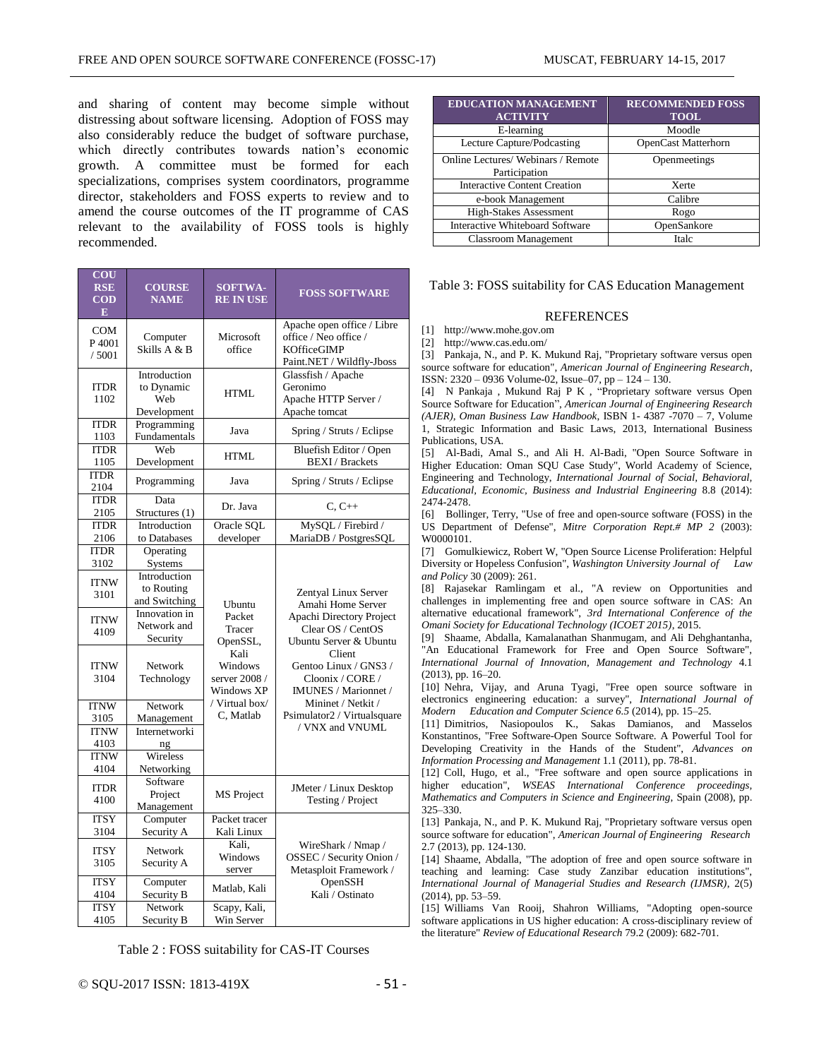and sharing of content may become simple without distressing about software licensing. Adoption of FOSS may also considerably reduce the budget of software purchase, which directly contributes towards nation's economic growth. A committee must be formed for each specializations, comprises system coordinators, programme director, stakeholders and FOSS experts to review and to amend the course outcomes of the IT programme of CAS relevant to the availability of FOSS tools is highly recommended.

| COURSE CODE | COURSE NAME | SOFTWARE IN USE | FOSS SOFTWARE |
|---|---|---|---|
| COMP 4001 / 5001 | Computer Skills A & B | Microsoft office | Apache open office / Libre office / Neo office / KOfficeGIMP Paint.NET / Wildfly-Jboss |
| ITDR 1102 | Introduction to Dynamic Web Development | HTML | Glassfish / Apache Geronimo Apache HTTP Server / Apache tomcat |
| ITDR 1103 | Programming Fundamentals | Java | Spring / Struts / Eclipse |
| ITDR 1105 | Web Development | HTML | Bluefish Editor / Open BEXI / Brackets |
| ITDR 2104 | Programming | Java | Spring / Struts / Eclipse |
| ITDR 2105 | Data Structures (1) | Dr. Java | C, C++ |
| ITDR 2106 | Introduction to Databases | Oracle SQL developer | MySQL / Firebird / MariaDB / PostgresSQL |
| ITDR 3102 | Operating Systems | Ubuntu Packet Tracer OpenSSL, Kali Windows server 2008 / Windows XP / Virtual box/ C, Matlab | Zentyal Linux Server Amahi Home Server Apachi Directory Project Clear OS / CentOS Ubuntu Server & Ubuntu Client Gentoo Linux / GNS3 / Cloonix / CORE / IMUNES / Marionnet / Mininet / Netkit / Psimulator2 / Virtualsquare / VNX and VNUML |
| ITNW 3101 | Introduction to Routing and Switching | | |
| ITNW 4109 | Innovation in Network and Security | | |
| ITNW 3104 | Network Technology | | |
| ITNW 3105 | Network Management | | |
| ITNW 4103 | Internetworking | | |
| ITNW 4104 | Wireless Networking | | |
| ITDR 4100 | Software Project Management | MS Project | JMeter / Linux Desktop Testing / Project |
| ITSY 3104 | Computer Security A | Packet tracer Kali Linux | WireShark / Nmap / OSSEC / Security Onion / Metasploit Framework / OpenSSH Kali / Ostinato |
| ITSY 3105 | Network Security A | Kali, Windows server | |
| ITSY 4104 | Computer Security B | Matlab, Kali | |
| ITSY 4105 | Network Security B | Scapy, Kali, Win Server | |

Table 2 : FOSS suitability for CAS-IT Courses

| EDUCATION MANAGEMENT ACTIVITY | RECOMMENDED FOSS TOOL |
|---|---|
| E-learning | Moodle |
| Lecture Capture/Podcasting | OpenCast Matterhorn |
| Online Lectures/ Webinars / Remote Participation | Openmeetings |
| Interactive Content Creation | Xerte |
| e-book Management | Calibre |
| High-Stakes Assessment | Rogo |
| Interactive Whiteboard Software | OpenSankore |
| Classroom Management | Italc |

Table 3: FOSS suitability for CAS Education Management

## REFERENCES

[1] http://www.mohe.gov.om

[2] http://www.cas.edu.om/

[3] Pankaja, N., and P. K. Mukund Raj, "Proprietary software versus open source software for education", *American Journal of Engineering Research*, ISSN: 2320 – 0936 Volume-02, Issue–07, pp – 124 – 130.

[4] N Pankaja , Mukund Raj P K , "Proprietary software versus Open Source Software for Education", *American Journal of Engineering Research (AJER), Oman Business Law Handbook*, ISBN 1- 4387 -7070 – 7, Volume 1, Strategic Information and Basic Laws, 2013, International Business Publications, USA.

[5] Al-Badi, Amal S., and Ali H. Al-Badi, "Open Source Software in Higher Education: Oman SQU Case Study", World Academy of Science, Engineering and Technology, *International Journal of Social, Behavioral, Educational, Economic, Business and Industrial Engineering* 8.8 (2014): 2474-2478.

[6] Bollinger, Terry, "Use of free and open-source software (FOSS) in the US Department of Defense", *Mitre Corporation Rept.# MP 2* (2003): W0000101.

[7] Gomulkiewicz, Robert W, "Open Source License Proliferation: Helpful Diversity or Hopeless Confusion", *Washington University Journal of Law and Policy* 30 (2009): 261.

[8] Rajasekar Ramlingam et al., "A review on Opportunities and challenges in implementing free and open source software in CAS: An alternative educational framework", *3rd International Conference of the Omani Society for Educational Technology (ICOET 2015)*, 2015.

[9] Shaame, Abdalla, Kamalanathan Shanmugam, and Ali Dehghantanha, "An Educational Framework for Free and Open Source Software", *International Journal of Innovation, Management and Technology* 4.1 (2013), pp. 16–20.

[10] Nehra, Vijay, and Aruna Tyagi, "Free open source software in electronics engineering education: a survey", *International Journal of Modern Education and Computer Science 6.5* (2014), pp. 15–25.

[11] Dimitrios, Nasiopoulos K., Sakas Damianos, and Masselos Konstantinos, "Free Software-Open Source Software. A Powerful Tool for Developing Creativity in the Hands of the Student", *Advances on Information Processing and Management* 1.1 (2011), pp. 78-81.

[12] Coll, Hugo, et al., "Free software and open source applications in higher education", *WSEAS International Conference proceedings, Mathematics and Computers in Science and Engineering*, Spain (2008), pp. 325–330.

[13] Pankaja, N., and P. K. Mukund Raj, "Proprietary software versus open source software for education", *American Journal of Engineering Research* 2.7 (2013), pp. 124-130.

[14] Shaame, Abdalla, "The adoption of free and open source software in teaching and learning: Case study Zanzibar education institutions", *International Journal of Managerial Studies and Research (IJMSR)*, 2(5) (2014), pp. 53–59.

[15] Williams Van Rooij, Shahron Williams, "Adopting open-source software applications in US higher education: A cross-disciplinary review of the literature" *Review of Educational Research* 79.2 (2009): 682-701.